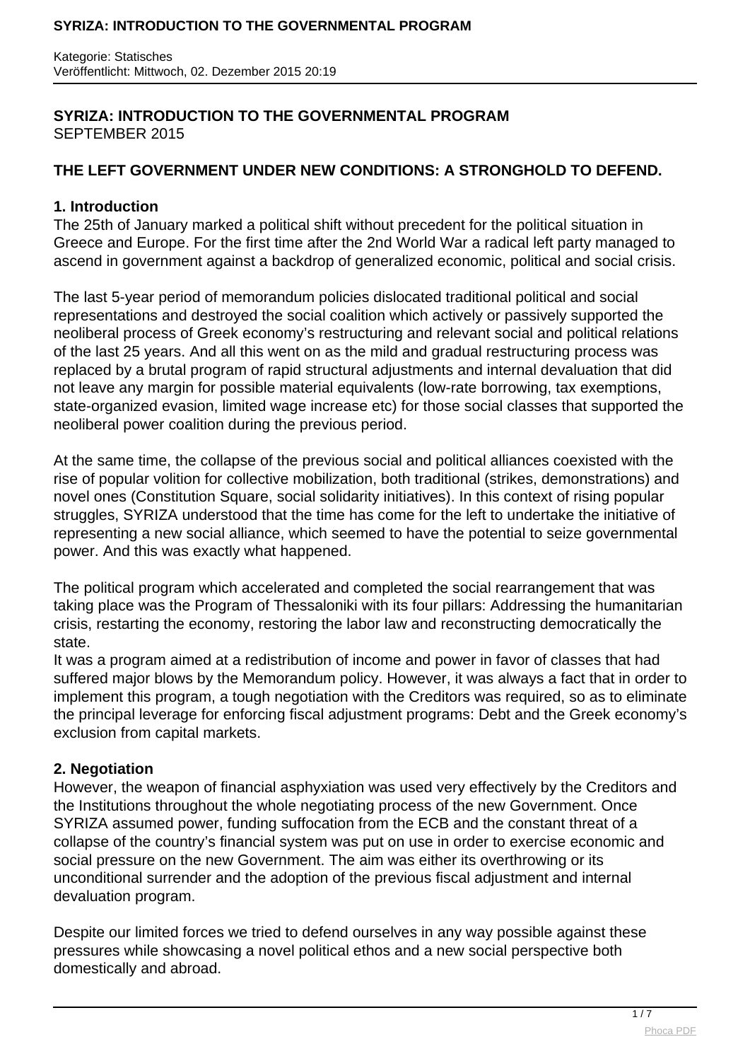Kategorie: Statisches
Veröffentlicht: Mittwoch, 02. Dezember 2015 20:19

# SYRIZA: INTRODUCTION TO THE GOVERNMENTAL PROGRAM

SEPTEMBER 2015

## THE LEFT GOVERNMENT UNDER NEW CONDITIONS: A STRONGHOLD TO DEFEND.

### 1. Introduction

The 25th of January marked a political shift without precedent for the political situation in Greece and Europe. For the first time after the 2nd World War a radical left party managed to ascend in government against a backdrop of generalized economic, political and social crisis.

The last 5-year period of memorandum policies dislocated traditional political and social representations and destroyed the social coalition which actively or passively supported the neoliberal process of Greek economy's restructuring and relevant social and political relations of the last 25 years. And all this went on as the mild and gradual restructuring process was replaced by a brutal program of rapid structural adjustments and internal devaluation that did not leave any margin for possible material equivalents (low-rate borrowing, tax exemptions, state-organized evasion, limited wage increase etc) for those social classes that supported the neoliberal power coalition during the previous period.

At the same time, the collapse of the previous social and political alliances coexisted with the rise of popular volition for collective mobilization, both traditional (strikes, demonstrations) and novel ones (Constitution Square, social solidarity initiatives). In this context of rising popular struggles, SYRIZA understood that the time has come for the left to undertake the initiative of representing a new social alliance, which seemed to have the potential to seize governmental power. And this was exactly what happened.

The political program which accelerated and completed the social rearrangement that was taking place was the Program of Thessaloniki with its four pillars: Addressing the humanitarian crisis, restarting the economy, restoring the labor law and reconstructing democratically the state.
It was a program aimed at a redistribution of income and power in favor of classes that had suffered major blows by the Memorandum policy. However, it was always a fact that in order to implement this program, a tough negotiation with the Creditors was required, so as to eliminate the principal leverage for enforcing fiscal adjustment programs: Debt and the Greek economy's exclusion from capital markets.

### 2. Negotiation

However, the weapon of financial asphyxiation was used very effectively by the Creditors and the Institutions throughout the whole negotiating process of the new Government. Once SYRIZA assumed power, funding suffocation from the ECB and the constant threat of a collapse of the country's financial system was put on use in order to exercise economic and social pressure on the new Government. The aim was either its overthrowing or its unconditional surrender and the adoption of the previous fiscal adjustment and internal devaluation program.

Despite our limited forces we tried to defend ourselves in any way possible against these pressures while showcasing a novel political ethos and a new social perspective both domestically and abroad.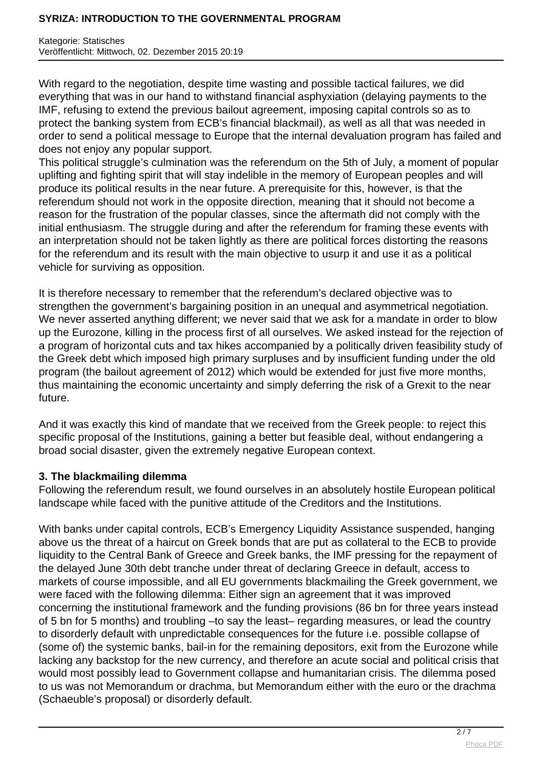With regard to the negotiation, despite time wasting and possible tactical failures, we did everything that was in our hand to withstand financial asphyxiation (delaying payments to the IMF, refusing to extend the previous bailout agreement, imposing capital controls so as to protect the banking system from ECB's financial blackmail), as well as all that was needed in order to send a political message to Europe that the internal devaluation program has failed and does not enjoy any popular support.

This political struggle's culmination was the referendum on the 5th of July, a moment of popular uplifting and fighting spirit that will stay indelible in the memory of European peoples and will produce its political results in the near future. A prerequisite for this, however, is that the referendum should not work in the opposite direction, meaning that it should not become a reason for the frustration of the popular classes, since the aftermath did not comply with the initial enthusiasm. The struggle during and after the referendum for framing these events with an interpretation should not be taken lightly as there are political forces distorting the reasons for the referendum and its result with the main objective to usurp it and use it as a political vehicle for surviving as opposition.

It is therefore necessary to remember that the referendum's declared objective was to strengthen the government's bargaining position in an unequal and asymmetrical negotiation. We never asserted anything different; we never said that we ask for a mandate in order to blow up the Eurozone, killing in the process first of all ourselves. We asked instead for the rejection of a program of horizontal cuts and tax hikes accompanied by a politically driven feasibility study of the Greek debt which imposed high primary surpluses and by insufficient funding under the old program (the bailout agreement of 2012) which would be extended for just five more months, thus maintaining the economic uncertainty and simply deferring the risk of a Grexit to the near future.

And it was exactly this kind of mandate that we received from the Greek people: to reject this specific proposal of the Institutions, gaining a better but feasible deal, without endangering a broad social disaster, given the extremely negative European context.

**3. The blackmailing dilemma**

Following the referendum result, we found ourselves in an absolutely hostile European political landscape while faced with the punitive attitude of the Creditors and the Institutions.

With banks under capital controls, ECB's Emergency Liquidity Assistance suspended, hanging above us the threat of a haircut on Greek bonds that are put as collateral to the ECB to provide liquidity to the Central Bank of Greece and Greek banks, the IMF pressing for the repayment of the delayed June 30th debt tranche under threat of declaring Greece in default, access to markets of course impossible, and all EU governments blackmailing the Greek government, we were faced with the following dilemma: Either sign an agreement that it was improved concerning the institutional framework and the funding provisions (86 bn for three years instead of 5 bn for 5 months) and troubling –to say the least– regarding measures, or lead the country to disorderly default with unpredictable consequences for the future i.e. possible collapse of (some of) the systemic banks, bail-in for the remaining depositors, exit from the Eurozone while lacking any backstop for the new currency, and therefore an acute social and political crisis that would most possibly lead to Government collapse and humanitarian crisis. The dilemma posed to us was not Memorandum or drachma, but Memorandum either with the euro or the drachma (Schaeuble's proposal) or disorderly default.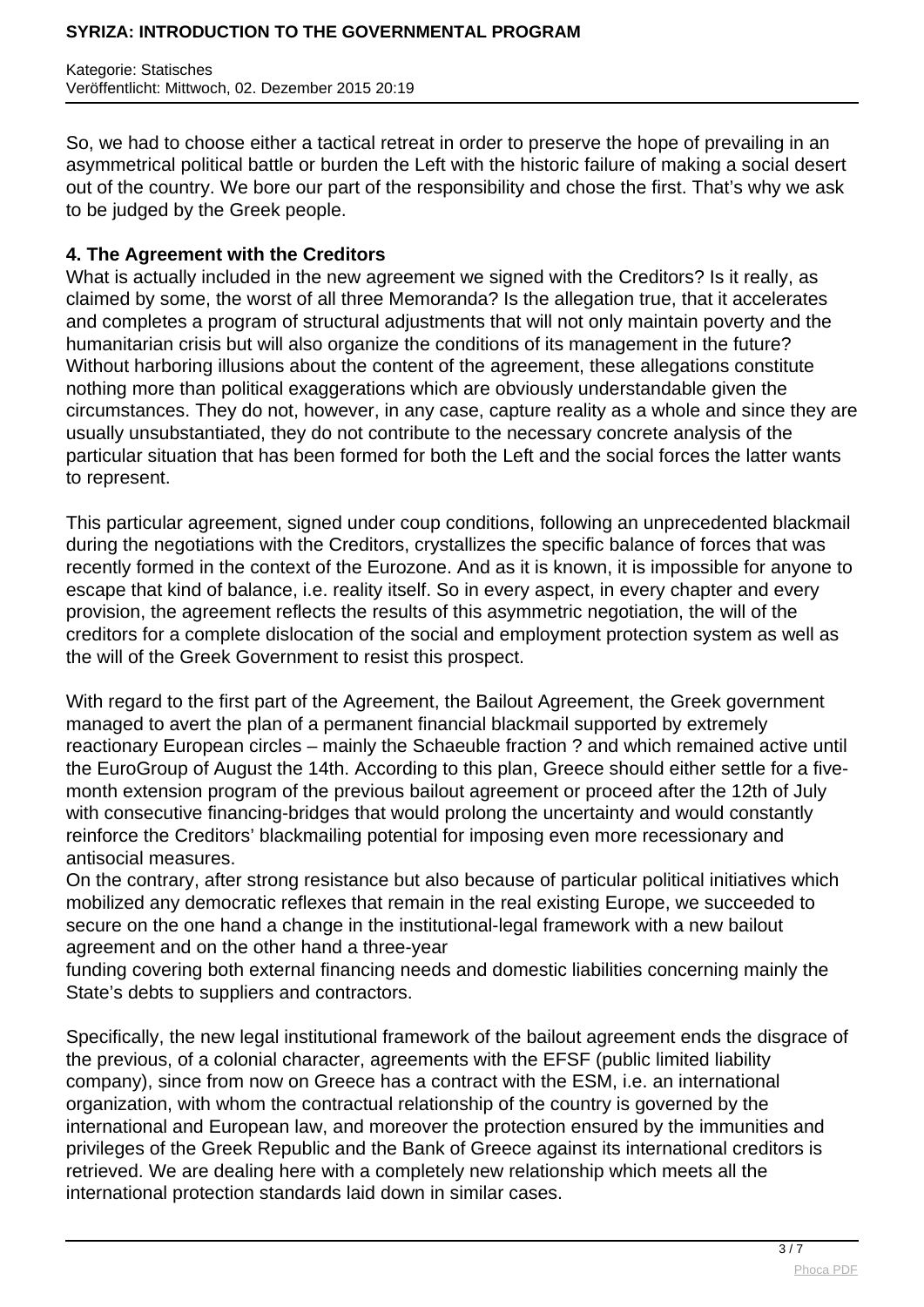So, we had to choose either a tactical retreat in order to preserve the hope of prevailing in an asymmetrical political battle or burden the Left with the historic failure of making a social desert out of the country. We bore our part of the responsibility and chose the first. That's why we ask to be judged by the Greek people.

**4. The Agreement with the Creditors**

What is actually included in the new agreement we signed with the Creditors? Is it really, as claimed by some, the worst of all three Memoranda? Is the allegation true, that it accelerates and completes a program of structural adjustments that will not only maintain poverty and the humanitarian crisis but will also organize the conditions of its management in the future? Without harboring illusions about the content of the agreement, these allegations constitute nothing more than political exaggerations which are obviously understandable given the circumstances. They do not, however, in any case, capture reality as a whole and since they are usually unsubstantiated, they do not contribute to the necessary concrete analysis of the particular situation that has been formed for both the Left and the social forces the latter wants to represent.

This particular agreement, signed under coup conditions, following an unprecedented blackmail during the negotiations with the Creditors, crystallizes the specific balance of forces that was recently formed in the context of the Eurozone. And as it is known, it is impossible for anyone to escape that kind of balance, i.e. reality itself. So in every aspect, in every chapter and every provision, the agreement reflects the results of this asymmetric negotiation, the will of the creditors for a complete dislocation of the social and employment protection system as well as the will of the Greek Government to resist this prospect.

With regard to the first part of the Agreement, the Bailout Agreement, the Greek government managed to avert the plan of a permanent financial blackmail supported by extremely reactionary European circles – mainly the Schaeuble fraction ? and which remained active until the EuroGroup of August the 14th. According to this plan, Greece should either settle for a five-month extension program of the previous bailout agreement or proceed after the 12th of July with consecutive financing-bridges that would prolong the uncertainty and would constantly reinforce the Creditors' blackmailing potential for imposing even more recessionary and antisocial measures.
On the contrary, after strong resistance but also because of particular political initiatives which mobilized any democratic reflexes that remain in the real existing Europe, we succeeded to secure on the one hand a change in the institutional-legal framework with a new bailout agreement and on the other hand a three-year funding covering both external financing needs and domestic liabilities concerning mainly the State's debts to suppliers and contractors.

Specifically, the new legal institutional framework of the bailout agreement ends the disgrace of the previous, of a colonial character, agreements with the EFSF (public limited liability company), since from now on Greece has a contract with the ESM, i.e. an international organization, with whom the contractual relationship of the country is governed by the international and European law, and moreover the protection ensured by the immunities and privileges of the Greek Republic and the Bank of Greece against its international creditors is retrieved. We are dealing here with a completely new relationship which meets all the international protection standards laid down in similar cases.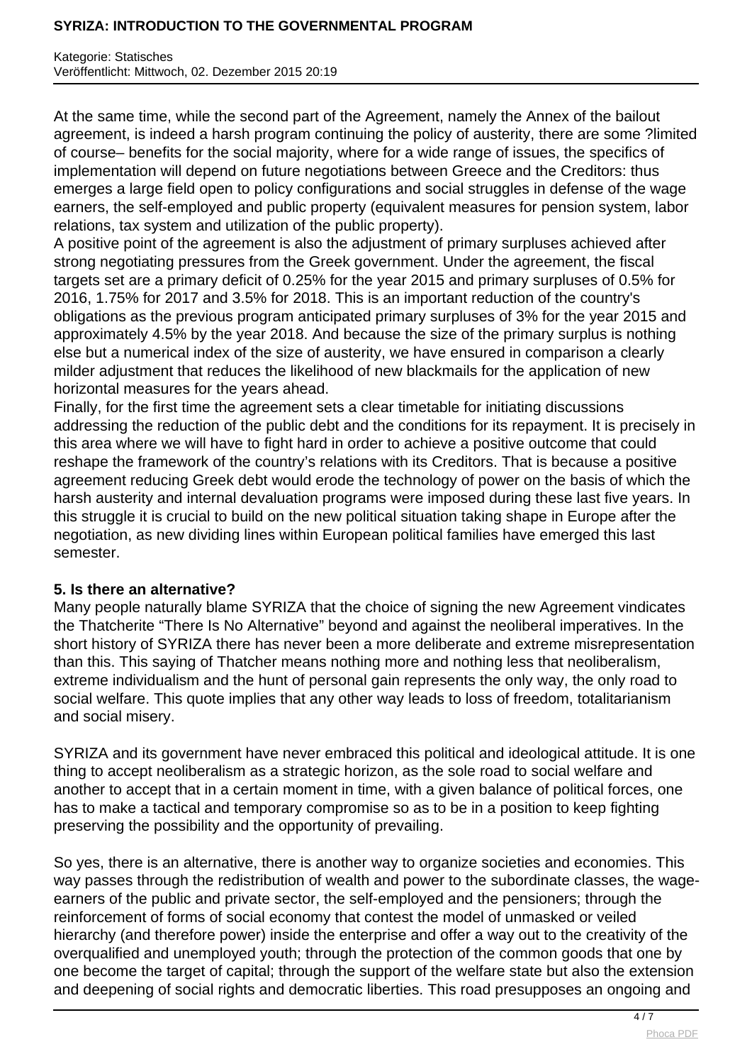At the same time, while the second part of the Agreement, namely the Annex of the bailout agreement, is indeed a harsh program continuing the policy of austerity, there are some ?limited of course– benefits for the social majority, where for a wide range of issues, the specifics of implementation will depend on future negotiations between Greece and the Creditors: thus emerges a large field open to policy configurations and social struggles in defense of the wage earners, the self-employed and public property (equivalent measures for pension system, labor relations, tax system and utilization of the public property).
A positive point of the agreement is also the adjustment of primary surpluses achieved after strong negotiating pressures from the Greek government. Under the agreement, the fiscal targets set are a primary deficit of 0.25% for the year 2015 and primary surpluses of 0.5% for 2016, 1.75% for 2017 and 3.5% for 2018. This is an important reduction of the country's obligations as the previous program anticipated primary surpluses of 3% for the year 2015 and approximately 4.5% by the year 2018. And because the size of the primary surplus is nothing else but a numerical index of the size of austerity, we have ensured in comparison a clearly milder adjustment that reduces the likelihood of new blackmails for the application of new horizontal measures for the years ahead.
Finally, for the first time the agreement sets a clear timetable for initiating discussions addressing the reduction of the public debt and the conditions for its repayment. It is precisely in this area where we will have to fight hard in order to achieve a positive outcome that could reshape the framework of the country's relations with its Creditors. That is because a positive agreement reducing Greek debt would erode the technology of power on the basis of which the harsh austerity and internal devaluation programs were imposed during these last five years. In this struggle it is crucial to build on the new political situation taking shape in Europe after the negotiation, as new dividing lines within European political families have emerged this last semester.

**5. Is there an alternative?**

Many people naturally blame SYRIZA that the choice of signing the new Agreement vindicates the Thatcherite "There Is No Alternative" beyond and against the neoliberal imperatives. In the short history of SYRIZA there has never been a more deliberate and extreme misrepresentation than this. This saying of Thatcher means nothing more and nothing less that neoliberalism, extreme individualism and the hunt of personal gain represents the only way, the only road to social welfare. This quote implies that any other way leads to loss of freedom, totalitarianism and social misery.

SYRIZA and its government have never embraced this political and ideological attitude. It is one thing to accept neoliberalism as a strategic horizon, as the sole road to social welfare and another to accept that in a certain moment in time, with a given balance of political forces, one has to make a tactical and temporary compromise so as to be in a position to keep fighting preserving the possibility and the opportunity of prevailing.

So yes, there is an alternative, there is another way to organize societies and economies. This way passes through the redistribution of wealth and power to the subordinate classes, the wage-earners of the public and private sector, the self-employed and the pensioners; through the reinforcement of forms of social economy that contest the model of unmasked or veiled hierarchy (and therefore power) inside the enterprise and offer a way out to the creativity of the overqualified and unemployed youth; through the protection of the common goods that one by one become the target of capital; through the support of the welfare state but also the extension and deepening of social rights and democratic liberties. This road presupposes an ongoing and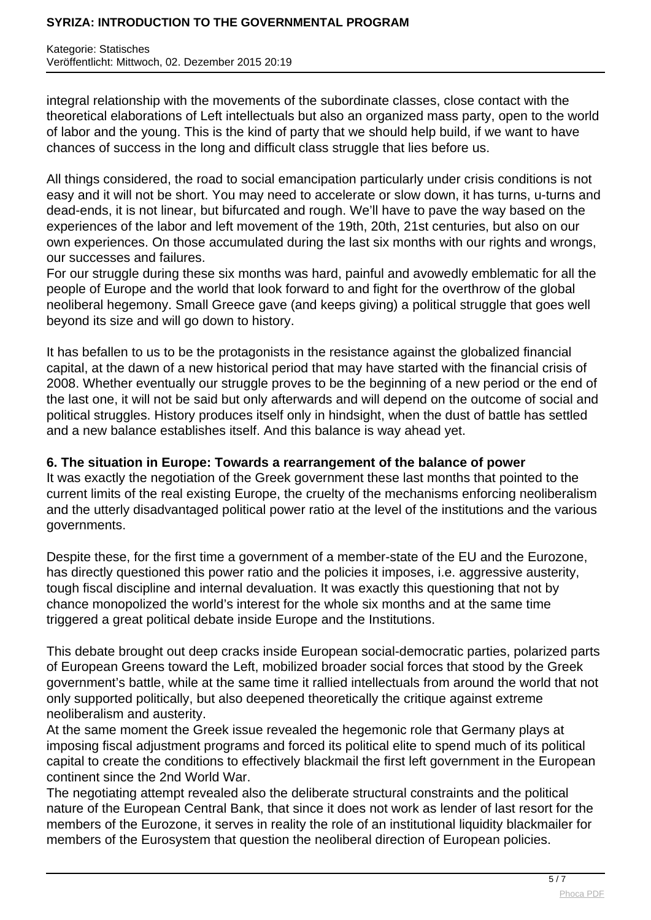integral relationship with the movements of the subordinate classes, close contact with the theoretical elaborations of Left intellectuals but also an organized mass party, open to the world of labor and the young. This is the kind of party that we should help build, if we want to have chances of success in the long and difficult class struggle that lies before us.

All things considered, the road to social emancipation particularly under crisis conditions is not easy and it will not be short. You may need to accelerate or slow down, it has turns, u-turns and dead-ends, it is not linear, but bifurcated and rough. We'll have to pave the way based on the experiences of the labor and left movement of the 19th, 20th, 21st centuries, but also on our own experiences. On those accumulated during the last six months with our rights and wrongs, our successes and failures.

For our struggle during these six months was hard, painful and avowedly emblematic for all the people of Europe and the world that look forward to and fight for the overthrow of the global neoliberal hegemony. Small Greece gave (and keeps giving) a political struggle that goes well beyond its size and will go down to history.

It has befallen to us to be the protagonists in the resistance against the globalized financial capital, at the dawn of a new historical period that may have started with the financial crisis of 2008. Whether eventually our struggle proves to be the beginning of a new period or the end of the last one, it will not be said but only afterwards and will depend on the outcome of social and political struggles. History produces itself only in hindsight, when the dust of battle has settled and a new balance establishes itself. And this balance is way ahead yet.

## 6. The situation in Europe: Towards a rearrangement of the balance of power

It was exactly the negotiation of the Greek government these last months that pointed to the current limits of the real existing Europe, the cruelty of the mechanisms enforcing neoliberalism and the utterly disadvantaged political power ratio at the level of the institutions and the various governments.

Despite these, for the first time a government of a member-state of the EU and the Eurozone, has directly questioned this power ratio and the policies it imposes, i.e. aggressive austerity, tough fiscal discipline and internal devaluation. It was exactly this questioning that not by chance monopolized the world's interest for the whole six months and at the same time triggered a great political debate inside Europe and the Institutions.

This debate brought out deep cracks inside European social-democratic parties, polarized parts of European Greens toward the Left, mobilized broader social forces that stood by the Greek government's battle, while at the same time it rallied intellectuals from around the world that not only supported politically, but also deepened theoretically the critique against extreme neoliberalism and austerity.

At the same moment the Greek issue revealed the hegemonic role that Germany plays at imposing fiscal adjustment programs and forced its political elite to spend much of its political capital to create the conditions to effectively blackmail the first left government in the European continent since the 2nd World War.

The negotiating attempt revealed also the deliberate structural constraints and the political nature of the European Central Bank, that since it does not work as lender of last resort for the members of the Eurozone, it serves in reality the role of an institutional liquidity blackmailer for members of the Eurosystem that question the neoliberal direction of European policies.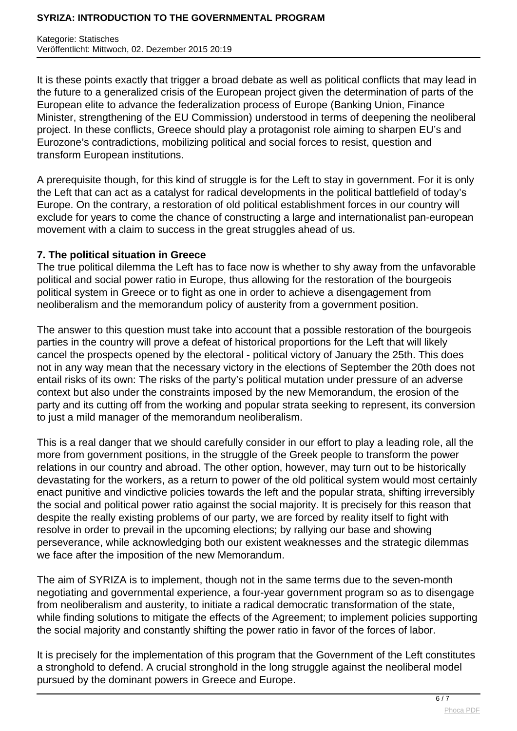It is these points exactly that trigger a broad debate as well as political conflicts that may lead in the future to a generalized crisis of the European project given the determination of parts of the European elite to advance the federalization process of Europe (Banking Union, Finance Minister, strengthening of the EU Commission) understood in terms of deepening the neoliberal project. In these conflicts, Greece should play a protagonist role aiming to sharpen EU's and Eurozone's contradictions, mobilizing political and social forces to resist, question and transform European institutions.

A prerequisite though, for this kind of struggle is for the Left to stay in government. For it is only the Left that can act as a catalyst for radical developments in the political battlefield of today's Europe. On the contrary, a restoration of old political establishment forces in our country will exclude for years to come the chance of constructing a large and internationalist pan-european movement with a claim to success in the great struggles ahead of us.

**7. The political situation in Greece**

The true political dilemma the Left has to face now is whether to shy away from the unfavorable political and social power ratio in Europe, thus allowing for the restoration of the bourgeois political system in Greece or to fight as one in order to achieve a disengagement from neoliberalism and the memorandum policy of austerity from a government position.

The answer to this question must take into account that a possible restoration of the bourgeois parties in the country will prove a defeat of historical proportions for the Left that will likely cancel the prospects opened by the electoral - political victory of January the 25th. This does not in any way mean that the necessary victory in the elections of September the 20th does not entail risks of its own: The risks of the party's political mutation under pressure of an adverse context but also under the constraints imposed by the new Memorandum, the erosion of the party and its cutting off from the working and popular strata seeking to represent, its conversion to just a mild manager of the memorandum neoliberalism.

This is a real danger that we should carefully consider in our effort to play a leading role, all the more from government positions, in the struggle of the Greek people to transform the power relations in our country and abroad. The other option, however, may turn out to be historically devastating for the workers, as a return to power of the old political system would most certainly enact punitive and vindictive policies towards the left and the popular strata, shifting irreversibly the social and political power ratio against the social majority. It is precisely for this reason that despite the really existing problems of our party, we are forced by reality itself to fight with resolve in order to prevail in the upcoming elections; by rallying our base and showing perseverance, while acknowledging both our existent weaknesses and the strategic dilemmas we face after the imposition of the new Memorandum.

The aim of SYRIZA is to implement, though not in the same terms due to the seven-month negotiating and governmental experience, a four-year government program so as to disengage from neoliberalism and austerity, to initiate a radical democratic transformation of the state, while finding solutions to mitigate the effects of the Agreement; to implement policies supporting the social majority and constantly shifting the power ratio in favor of the forces of labor.

It is precisely for the implementation of this program that the Government of the Left constitutes a stronghold to defend. A crucial stronghold in the long struggle against the neoliberal model pursued by the dominant powers in Greece and Europe.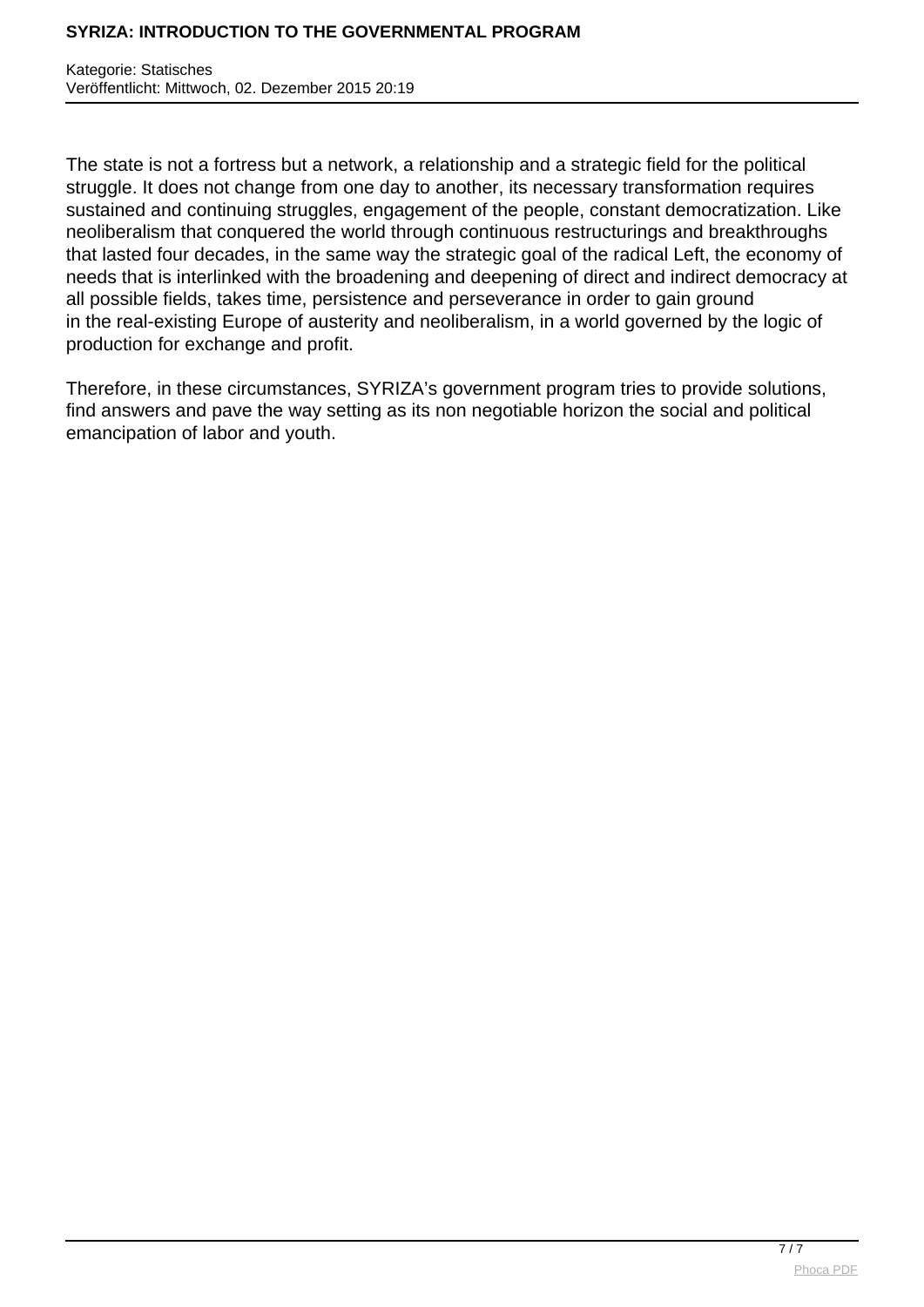The state is not a fortress but a network, a relationship and a strategic field for the political struggle. It does not change from one day to another, its necessary transformation requires sustained and continuing struggles, engagement of the people, constant democratization. Like neoliberalism that conquered the world through continuous restructurings and breakthroughs that lasted four decades, in the same way the strategic goal of the radical Left, the economy of needs that is interlinked with the broadening and deepening of direct and indirect democracy at all possible fields, takes time, persistence and perseverance in order to gain ground in the real-existing Europe of austerity and neoliberalism, in a world governed by the logic of production for exchange and profit.

Therefore, in these circumstances, SYRIZA's government program tries to provide solutions, find answers and pave the way setting as its non negotiable horizon the social and political emancipation of labor and youth.